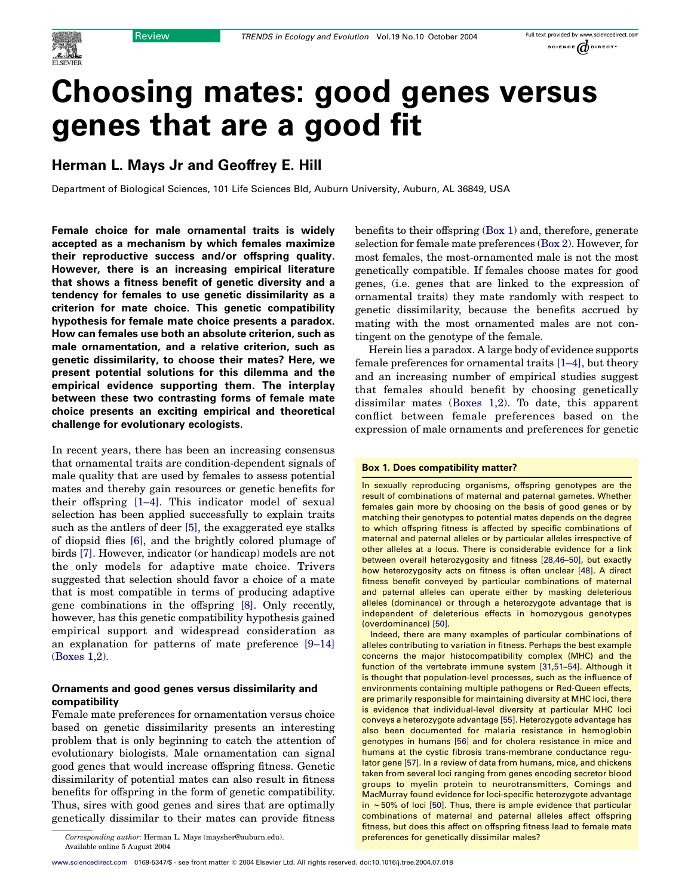# Choosing mates: good genes versus genes that are a good fit

## Herman L. Mays Jr and Geoffrey E. Hill

Department of Biological Sciences, 101 Life Sciences Bld, Auburn University, Auburn, AL 36849, USA

**Female choice for male ornamental traits is widely accepted as a mechanism by which females maximize their reproductive success and/or offspring quality. However, there is an increasing empirical literature that shows a fitness benefit of genetic diversity and a tendency for females to use genetic dissimilarity as a criterion for mate choice. This genetic compatibility hypothesis for female mate choice presents a paradox. How can females use both an absolute criterion, such as male ornamentation, and a relative criterion, such as genetic dissimilarity, to choose their mates? Here, we present potential solutions for this dilemma and the empirical evidence supporting them. The interplay between these two contrasting forms of female mate choice presents an exciting empirical and theoretical challenge for evolutionary ecologists.**

In recent years, there has been an increasing consensus that ornamental traits are condition-dependent signals of male quality that are used by females to assess potential mates and thereby gain resources or genetic benefits for their offspring [1–4]. This indicator model of sexual selection has been applied successfully to explain traits such as the antlers of deer [5], the exaggerated eye stalks of diopsid flies [6], and the brightly colored plumage of birds [7]. However, indicator (or handicap) models are not the only models for adaptive mate choice. Trivers suggested that selection should favor a choice of a mate that is most compatible in terms of producing adaptive gene combinations in the offspring [8]. Only recently, however, has this genetic compatibility hypothesis gained empirical support and widespread consideration as an explanation for patterns of mate preference [9–14] (Boxes 1,2).

### Ornaments and good genes versus dissimilarity and compatibility

Female mate preferences for ornamentation versus choice based on genetic dissimilarity presents an interesting problem that is only beginning to catch the attention of evolutionary biologists. Male ornamentation can signal good genes that would increase offspring fitness. Genetic dissimilarity of potential mates can also result in fitness benefits for offspring in the form of genetic compatibility. Thus, sires with good genes and sires that are optimally genetically dissimilar to their mates can provide fitness benefits to their offspring (Box 1) and, therefore, generate selection for female mate preferences (Box 2). However, for most females, the most-ornamented male is not the most genetically compatible. If females choose mates for good genes, (i.e. genes that are linked to the expression of ornamental traits) they mate randomly with respect to genetic dissimilarity, because the benefits accrued by mating with the most ornamented males are not contingent on the genotype of the female.

Herein lies a paradox. A large body of evidence supports female preferences for ornamental traits [1–4], but theory and an increasing number of empirical studies suggest that females should benefit by choosing genetically dissimilar mates (Boxes 1,2). To date, this apparent conflict between female preferences based on the expression of male ornaments and preferences for genetic

#### Box 1. Does compatibility matter?

In sexually reproducing organisms, offspring genotypes are the result of combinations of maternal and paternal gametes. Whether females gain more by choosing on the basis of good genes or by matching their genotypes to potential mates depends on the degree to which offspring fitness is affected by specific combinations of maternal and paternal alleles or by particular alleles irrespective of other alleles at a locus. There is considerable evidence for a link between overall heterozygosity and fitness [28,46–50], but exactly how heterozygosity acts on fitness is often unclear [48]. A direct fitness benefit conveyed by particular combinations of maternal and paternal alleles can operate either by masking deleterious alleles (dominance) or through a heterozygote advantage that is independent of deleterious effects in homozygous genotypes (overdominance) [50].

Indeed, there are many examples of particular combinations of alleles contributing to variation in fitness. Perhaps the best example concerns the major histocompatibility complex (MHC) and the function of the vertebrate immune system [31,51–54]. Although it is thought that population-level processes, such as the influence of environments containing multiple pathogens or Red-Queen effects, are primarily responsible for maintaining diversity at MHC loci, there is evidence that individual-level diversity at particular MHC loci conveys a heterozygote advantage [55]. Heterozygote advantage has also been documented for malaria resistance in hemoglobin genotypes in humans [56] and for cholera resistance in mice and humans at the cystic fibrosis trans-membrane conductance regulator gene [57]. In a review of data from humans, mice, and chickens taken from several loci ranging from genes encoding secretor blood groups to myelin protein to neurotransmitters, Comings and MacMurray found evidence for loci-specific heterozygote advantage in ~50% of loci [50]. Thus, there is ample evidence that particular combinations of maternal and paternal alleles affect offspring fitness, but does this affect on offspring fitness lead to female mate preferences for genetically dissimilar males?

*Corresponding author:* Herman L. Mays (maysher@auburn.edu).
Available online 5 August 2004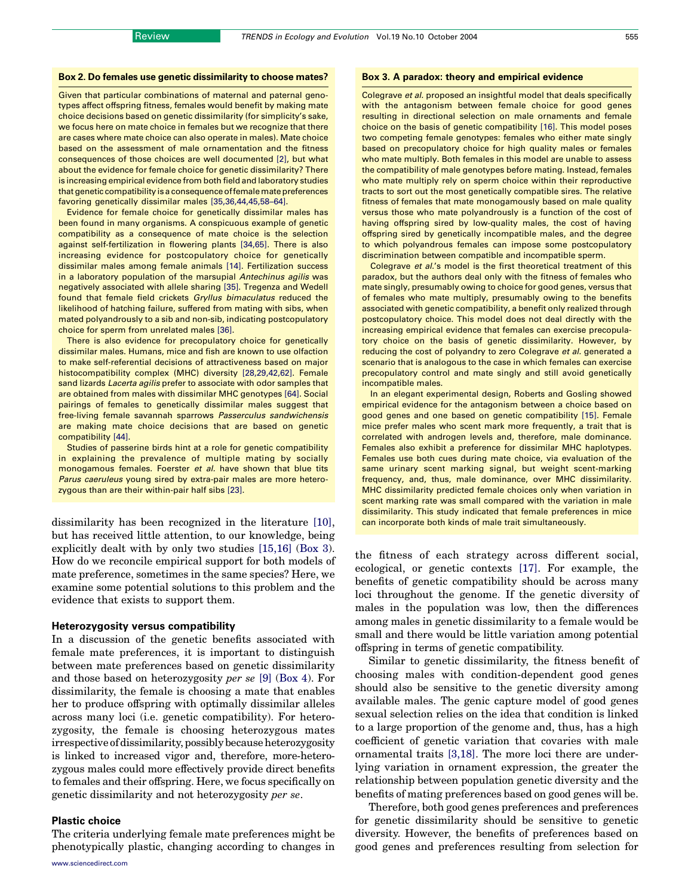### Box 2. Do females use genetic dissimilarity to choose mates?

Given that particular combinations of maternal and paternal genotypes affect offspring fitness, females would benefit by making mate choice decisions based on genetic dissimilarity (for simplicity's sake, we focus here on mate choice in females but we recognize that there are cases where mate choice can also operate in males). Mate choice based on the assessment of male ornamentation and the fitness consequences of those choices are well documented [2], but what about the evidence for female choice for genetic dissimilarity? There is increasing empirical evidence from both field and laboratory studies that genetic compatibility is a consequence of female mate preferences favoring genetically dissimilar males [35,36,44,45,58–64].

Evidence for female choice for genetically dissimilar males has been found in many organisms. A conspicuous example of genetic compatibility as a consequence of mate choice is the selection against self-fertilization in flowering plants [34,65]. There is also increasing evidence for postcopulatory choice for genetically dissimilar males among female animals [14]. Fertilization success in a laboratory population of the marsupial *Antechinus agilis* was negatively associated with allele sharing [35]. Tregenza and Wedell found that female field crickets *Gryllus bimaculatus* reduced the likelihood of hatching failure, suffered from mating with sibs, when mated polyandrously to a sib and non-sib, indicating postcopulatory choice for sperm from unrelated males [36].

There is also evidence for precopulatory choice for genetically dissimilar males. Humans, mice and fish are known to use olfaction to make self-referential decisions of attractiveness based on major histocompatibility complex (MHC) diversity [28,29,42,62]. Female sand lizards *Lacerta agilis* prefer to associate with odor samples that are obtained from males with dissimilar MHC genotypes [64]. Social pairings of females to genetically dissimilar males suggest that free-living female savannah sparrows *Passerculus sandwichensis* are making mate choice decisions that are based on genetic compatibility [44].

Studies of passerine birds hint at a role for genetic compatibility in explaining the prevalence of multiple mating by socially monogamous females. Foerster *et al.* have shown that blue tits *Parus caeruleus* young sired by extra-pair males are more heterozygous than are their within-pair half sibs [23].

dissimilarity has been recognized in the literature [10], but has received little attention, to our knowledge, being explicitly dealt with by only two studies [15,16] (Box 3). How do we reconcile empirical support for both models of mate preference, sometimes in the same species? Here, we examine some potential solutions to this problem and the evidence that exists to support them.

## Heterozygosity versus compatibility

In a discussion of the genetic benefits associated with female mate preferences, it is important to distinguish between mate preferences based on genetic dissimilarity and those based on heterozygosity *per se* [9] (Box 4). For dissimilarity, the female is choosing a mate that enables her to produce offspring with optimally dissimilar alleles across many loci (i.e. genetic compatibility). For heterozygosity, the female is choosing heterozygous mates irrespective of dissimilarity, possibly because heterozygosity is linked to increased vigor and, therefore, more-heterozygous males could more effectively provide direct benefits to females and their offspring. Here, we focus specifically on genetic dissimilarity and not heterozygosity *per se*.

## Plastic choice

The criteria underlying female mate preferences might be phenotypically plastic, changing according to changes in the fitness of each strategy across different social, ecological, or genetic contexts [17]. For example, the benefits of genetic compatibility should be across many loci throughout the genome. If the genetic diversity of males in the population was low, then the differences among males in genetic dissimilarity to a female would be small and there would be little variation among potential offspring in terms of genetic compatibility.

Similar to genetic dissimilarity, the fitness benefit of choosing males with condition-dependent good genes should also be sensitive to the genetic diversity among available males. The genic capture model of good genes sexual selection relies on the idea that condition is linked to a large proportion of the genome and, thus, has a high coefficient of genetic variation that covaries with male ornamental traits [3,18]. The more loci there are underlying variation in ornament expression, the greater the relationship between population genetic diversity and the benefits of mating preferences based on good genes will be.

Therefore, both good genes preferences and preferences for genetic dissimilarity should be sensitive to genetic diversity. However, the benefits of preferences based on good genes and preferences resulting from selection for

### Box 3. A paradox: theory and empirical evidence

Colegrave *et al.* proposed an insightful model that deals specifically with the antagonism between female choice for good genes resulting in directional selection on male ornaments and female choice on the basis of genetic compatibility [16]. This model poses two competing female genotypes: females who either mate singly based on precopulatory choice for high quality males or females who mate multiply. Both females in this model are unable to assess the compatibility of male genotypes before mating. Instead, females who mate multiply rely on sperm choice within their reproductive tracts to sort out the most genetically compatible sires. The relative fitness of females that mate monogamously based on male quality versus those who mate polyandrously is a function of the cost of having offspring sired by low-quality males, the cost of having offspring sired by genetically incompatible males, and the degree to which polyandrous females can impose some postcopulatory discrimination between compatible and incompatible sperm.

Colegrave *et al.*'s model is the first theoretical treatment of this paradox, but the authors deal only with the fitness of females who mate singly, presumably owing to choice for good genes, versus that of females who mate multiply, presumably owing to the benefits associated with genetic compatibility, a benefit only realized through postcopulatory choice. This model does not deal directly with the increasing empirical evidence that females can exercise precopulatory choice on the basis of genetic dissimilarity. However, by reducing the cost of polyandry to zero Colegrave *et al.* generated a scenario that is analogous to the case in which females can exercise precopulatory control and mate singly and still avoid genetically incompatible males.

In an elegant experimental design, Roberts and Gosling showed empirical evidence for the antagonism between a choice based on good genes and one based on genetic compatibility [15]. Female mice prefer males who scent mark more frequently, a trait that is correlated with androgen levels and, therefore, male dominance. Females also exhibit a preference for dissimilar MHC haplotypes. Females use both cues during mate choice, via evaluation of the same urinary scent marking signal, but weight scent-marking frequency, and, thus, male dominance, over MHC dissimilarity. MHC dissimilarity predicted female choices only when variation in scent marking rate was small compared with the variation in male dissimilarity. This study indicated that female preferences in mice can incorporate both kinds of male trait simultaneously.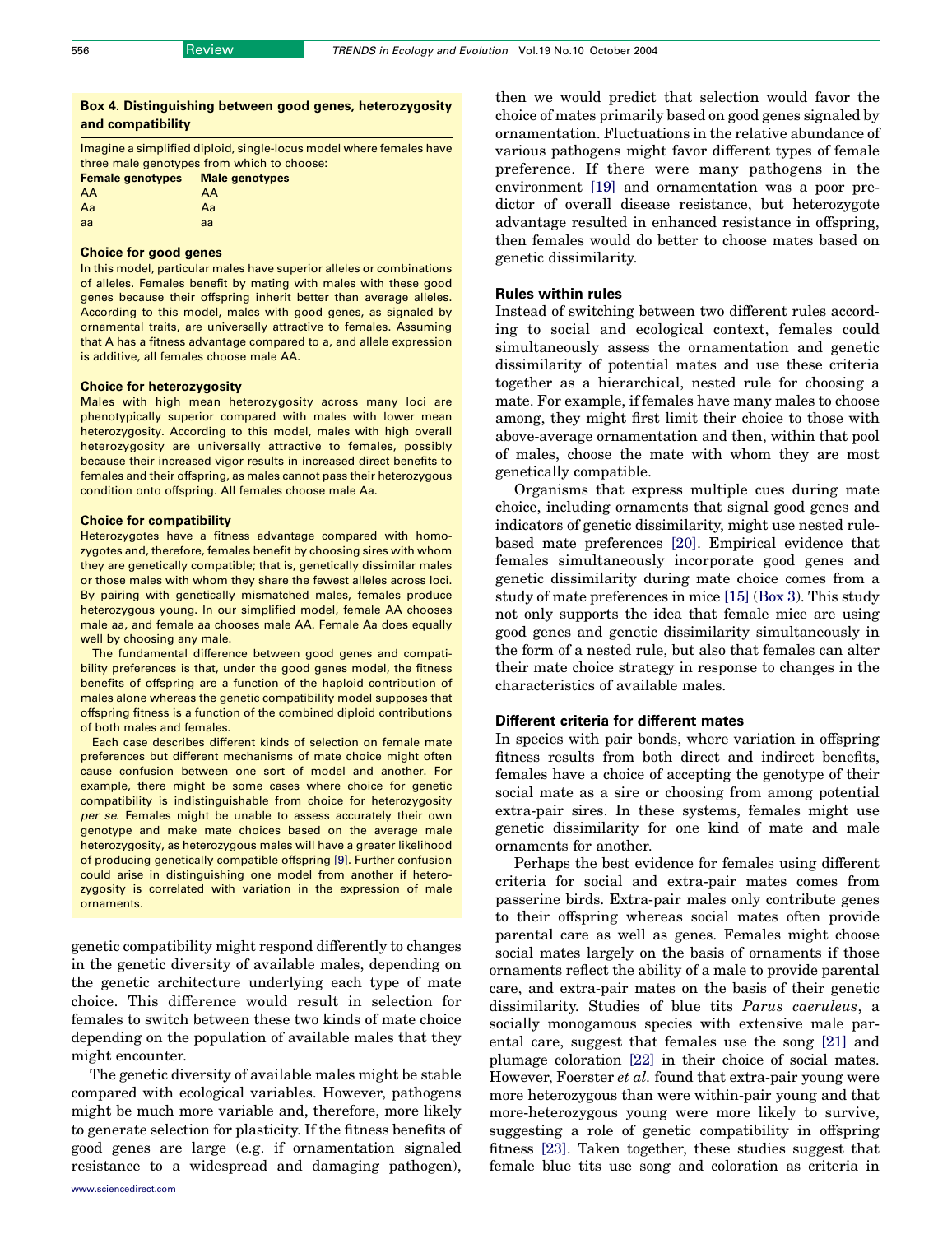### Box 4. Distinguishing between good genes, heterozygosity and compatibility

Imagine a simplified diploid, single-locus model where females have three male genotypes from which to choose:

| Female genotypes | Male genotypes |
|---|---|
| AA | AA |
| Aa | Aa |
| aa | aa |

**Choice for good genes**

In this model, particular males have superior alleles or combinations of alleles. Females benefit by mating with males with these good genes because their offspring inherit better than average alleles. According to this model, males with good genes, as signaled by ornamental traits, are universally attractive to females. Assuming that A has a fitness advantage compared to a, and allele expression is additive, all females choose male AA.

**Choice for heterozygosity**

Males with high mean heterozygosity across many loci are phenotypically superior compared with males with lower mean heterozygosity. According to this model, males with high overall heterozygosity are universally attractive to females, possibly because their increased vigor results in increased direct benefits to females and their offspring, as males cannot pass their heterozygous condition onto offspring. All females choose male Aa.

**Choice for compatibility**

Heterozygotes have a fitness advantage compared with homozygotes and, therefore, females benefit by choosing sires with whom they are genetically compatible; that is, genetically dissimilar males or those males with whom they share the fewest alleles across loci. By pairing with genetically mismatched males, females produce heterozygous young. In our simplified model, female AA chooses male aa, and female aa chooses male AA. Female Aa does equally well by choosing any male.

The fundamental difference between good genes and compatibility preferences is that, under the good genes model, the fitness benefits of offspring are a function of the haploid contribution of males alone whereas the genetic compatibility model supposes that offspring fitness is a function of the combined diploid contributions of both males and females.

Each case describes different kinds of selection on female mate preferences but different mechanisms of mate choice might often cause confusion between one sort of model and another. For example, there might be some cases where choice for genetic compatibility is indistinguishable from choice for heterozygosity *per se*. Females might be unable to assess accurately their own genotype and make mate choices based on the average male heterozygosity, as heterozygous males will have a greater likelihood of producing genetically compatible offspring [9]. Further confusion could arise in distinguishing one model from another if heterozygosity is correlated with variation in the expression of male ornaments.

genetic compatibility might respond differently to changes in the genetic diversity of available males, depending on the genetic architecture underlying each type of mate choice. This difference would result in selection for females to switch between these two kinds of mate choice depending on the population of available males that they might encounter.

The genetic diversity of available males might be stable compared with ecological variables. However, pathogens might be much more variable and, therefore, more likely to generate selection for plasticity. If the fitness benefits of good genes are large (e.g. if ornamentation signaled resistance to a widespread and damaging pathogen), then we would predict that selection would favor the choice of mates primarily based on good genes signaled by ornamentation. Fluctuations in the relative abundance of various pathogens might favor different types of female preference. If there were many pathogens in the environment [19] and ornamentation was a poor predictor of overall disease resistance, but heterozygote advantage resulted in enhanced resistance in offspring, then females would do better to choose mates based on genetic dissimilarity.

## Rules within rules

Instead of switching between two different rules according to social and ecological context, females could simultaneously assess the ornamentation and genetic dissimilarity of potential mates and use these criteria together as a hierarchical, nested rule for choosing a mate. For example, if females have many males to choose among, they might first limit their choice to those with above-average ornamentation and then, within that pool of males, choose the mate with whom they are most genetically compatible.

Organisms that express multiple cues during mate choice, including ornaments that signal good genes and indicators of genetic dissimilarity, might use nested rule-based mate preferences [20]. Empirical evidence that females simultaneously incorporate good genes and genetic dissimilarity during mate choice comes from a study of mate preferences in mice [15] (Box 3). This study not only supports the idea that female mice are using good genes and genetic dissimilarity simultaneously in the form of a nested rule, but also that females can alter their mate choice strategy in response to changes in the characteristics of available males.

## Different criteria for different mates

In species with pair bonds, where variation in offspring fitness results from both direct and indirect benefits, females have a choice of accepting the genotype of their social mate as a sire or choosing from among potential extra-pair sires. In these systems, females might use genetic dissimilarity for one kind of mate and male ornaments for another.

Perhaps the best evidence for females using different criteria for social and extra-pair mates comes from passerine birds. Extra-pair males only contribute genes to their offspring whereas social mates often provide parental care as well as genes. Females might choose social mates largely on the basis of ornaments if those ornaments reflect the ability of a male to provide parental care, and extra-pair mates on the basis of their genetic dissimilarity. Studies of blue tits *Parus caeruleus*, a socially monogamous species with extensive male parental care, suggest that females use the song [21] and plumage coloration [22] in their choice of social mates. However, Foerster *et al.* found that extra-pair young were more heterozygous than were within-pair young and that more-heterozygous young were more likely to survive, suggesting a role of genetic compatibility in offspring fitness [23]. Taken together, these studies suggest that female blue tits use song and coloration as criteria in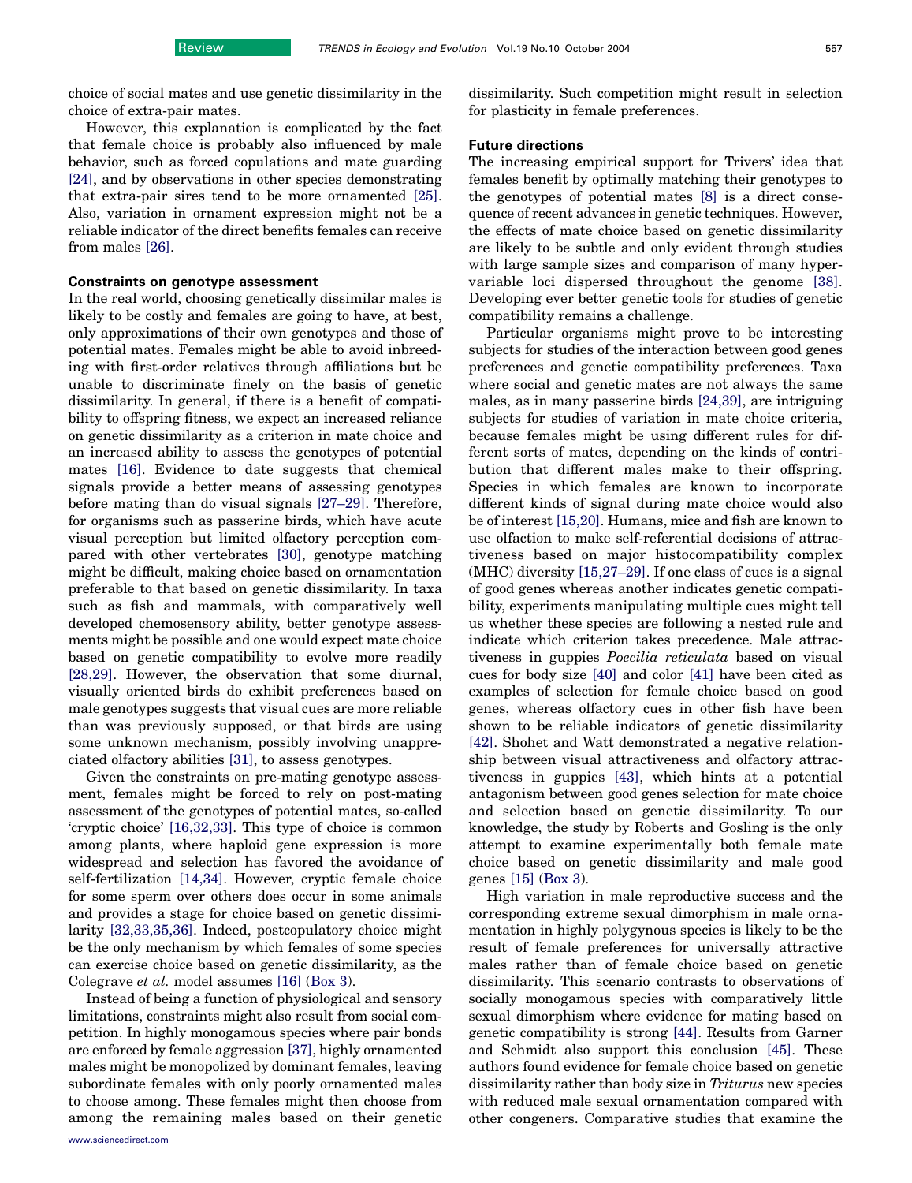choice of social mates and use genetic dissimilarity in the choice of extra-pair mates.

However, this explanation is complicated by the fact that female choice is probably also influenced by male behavior, such as forced copulations and mate guarding [24], and by observations in other species demonstrating that extra-pair sires tend to be more ornamented [25]. Also, variation in ornament expression might not be a reliable indicator of the direct benefits females can receive from males [26].

## Constraints on genotype assessment

In the real world, choosing genetically dissimilar males is likely to be costly and females are going to have, at best, only approximations of their own genotypes and those of potential mates. Females might be able to avoid inbreeding with first-order relatives through affiliations but be unable to discriminate finely on the basis of genetic dissimilarity. In general, if there is a benefit of compatibility to offspring fitness, we expect an increased reliance on genetic dissimilarity as a criterion in mate choice and an increased ability to assess the genotypes of potential mates [16]. Evidence to date suggests that chemical signals provide a better means of assessing genotypes before mating than do visual signals [27–29]. Therefore, for organisms such as passerine birds, which have acute visual perception but limited olfactory perception compared with other vertebrates [30], genotype matching might be difficult, making choice based on ornamentation preferable to that based on genetic dissimilarity. In taxa such as fish and mammals, with comparatively well developed chemosensory ability, better genotype assessments might be possible and one would expect mate choice based on genetic compatibility to evolve more readily [28,29]. However, the observation that some diurnal, visually oriented birds do exhibit preferences based on male genotypes suggests that visual cues are more reliable than was previously supposed, or that birds are using some unknown mechanism, possibly involving unappreciated olfactory abilities [31], to assess genotypes.

Given the constraints on pre-mating genotype assessment, females might be forced to rely on post-mating assessment of the genotypes of potential mates, so-called 'cryptic choice' [16,32,33]. This type of choice is common among plants, where haploid gene expression is more widespread and selection has favored the avoidance of self-fertilization [14,34]. However, cryptic female choice for some sperm over others does occur in some animals and provides a stage for choice based on genetic dissimilarity [32,33,35,36]. Indeed, postcopulatory choice might be the only mechanism by which females of some species can exercise choice based on genetic dissimilarity, as the Colegrave *et al.* model assumes [16] (Box 3).

Instead of being a function of physiological and sensory limitations, constraints might also result from social competition. In highly monogamous species where pair bonds are enforced by female aggression [37], highly ornamented males might be monopolized by dominant females, leaving subordinate females with only poorly ornamented males to choose among. These females might then choose from among the remaining males based on their genetic dissimilarity. Such competition might result in selection for plasticity in female preferences.

## Future directions

The increasing empirical support for Trivers' idea that females benefit by optimally matching their genotypes to the genotypes of potential mates [8] is a direct consequence of recent advances in genetic techniques. However, the effects of mate choice based on genetic dissimilarity are likely to be subtle and only evident through studies with large sample sizes and comparison of many hypervariable loci dispersed throughout the genome [38]. Developing ever better genetic tools for studies of genetic compatibility remains a challenge.

Particular organisms might prove to be interesting subjects for studies of the interaction between good genes preferences and genetic compatibility preferences. Taxa where social and genetic mates are not always the same males, as in many passerine birds [24,39], are intriguing subjects for studies of variation in mate choice criteria, because females might be using different rules for different sorts of mates, depending on the kinds of contribution that different males make to their offspring. Species in which females are known to incorporate different kinds of signal during mate choice would also be of interest [15,20]. Humans, mice and fish are known to use olfaction to make self-referential decisions of attractiveness based on major histocompatibility complex (MHC) diversity [15,27–29]. If one class of cues is a signal of good genes whereas another indicates genetic compatibility, experiments manipulating multiple cues might tell us whether these species are following a nested rule and indicate which criterion takes precedence. Male attractiveness in guppies *Poecilia reticulata* based on visual cues for body size [40] and color [41] have been cited as examples of selection for female choice based on good genes, whereas olfactory cues in other fish have been shown to be reliable indicators of genetic dissimilarity [42]. Shohet and Watt demonstrated a negative relationship between visual attractiveness and olfactory attractiveness in guppies [43], which hints at a potential antagonism between good genes selection for mate choice and selection based on genetic dissimilarity. To our knowledge, the study by Roberts and Gosling is the only attempt to examine experimentally both female mate choice based on genetic dissimilarity and male good genes [15] (Box 3).

High variation in male reproductive success and the corresponding extreme sexual dimorphism in male ornamentation in highly polygynous species is likely to be the result of female preferences for universally attractive males rather than of female choice based on genetic dissimilarity. This scenario contrasts to observations of socially monogamous species with comparatively little sexual dimorphism where evidence for mating based on genetic compatibility is strong [44]. Results from Garner and Schmidt also support this conclusion [45]. These authors found evidence for female choice based on genetic dissimilarity rather than body size in *Triturus* newt species with reduced male sexual ornamentation compared with other congeners. Comparative studies that examine the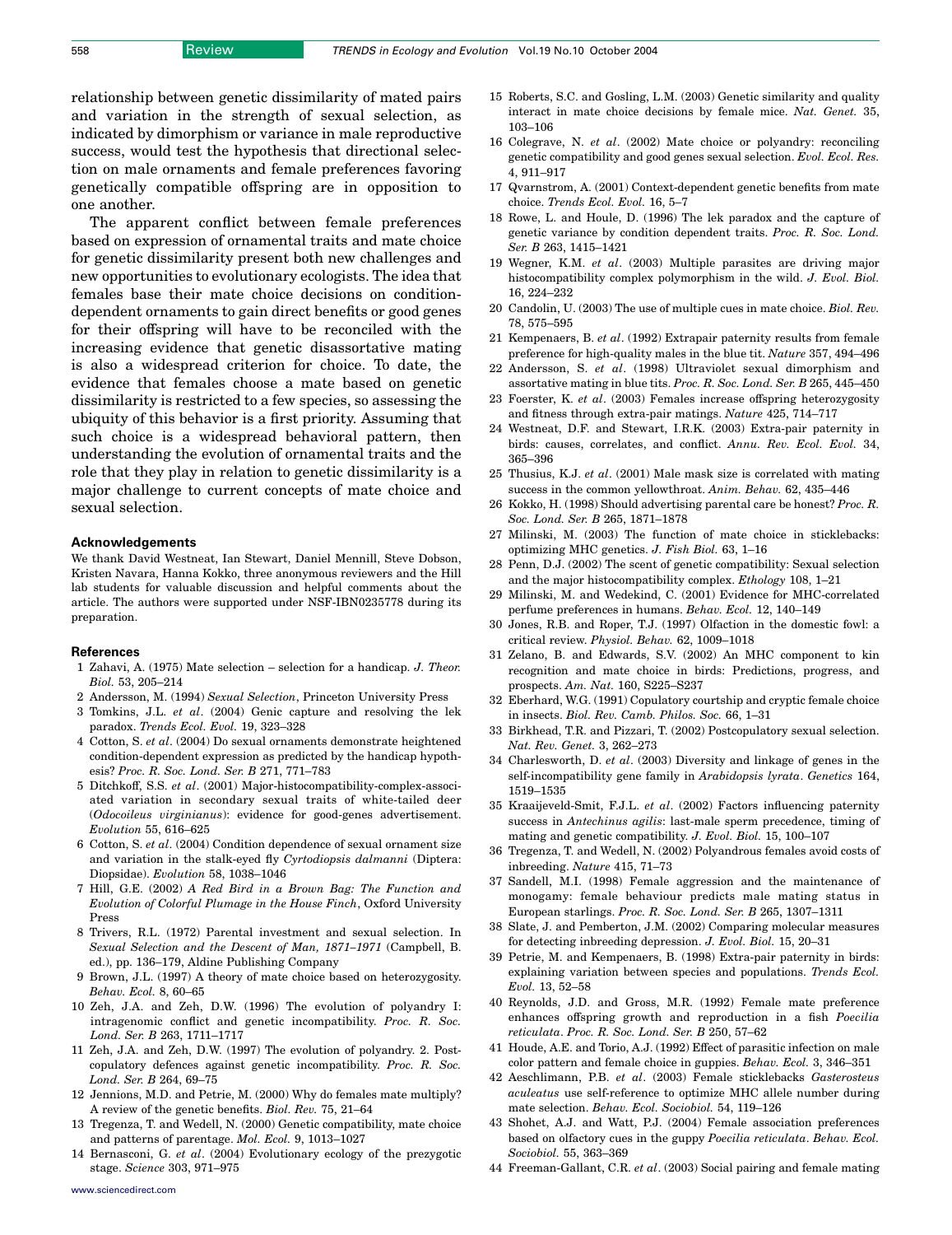relationship between genetic dissimilarity of mated pairs and variation in the strength of sexual selection, as indicated by dimorphism or variance in male reproductive success, would test the hypothesis that directional selection on male ornaments and female preferences favoring genetically compatible offspring are in opposition to one another.

The apparent conflict between female preferences based on expression of ornamental traits and mate choice for genetic dissimilarity present both new challenges and new opportunities to evolutionary ecologists. The idea that females base their mate choice decisions on condition-dependent ornaments to gain direct benefits or good genes for their offspring will have to be reconciled with the increasing evidence that genetic disassortative mating is also a widespread criterion for choice. To date, the evidence that females choose a mate based on genetic dissimilarity is restricted to a few species, so assessing the ubiquity of this behavior is a first priority. Assuming that such choice is a widespread behavioral pattern, then understanding the evolution of ornamental traits and the role that they play in relation to genetic dissimilarity is a major challenge to current concepts of mate choice and sexual selection.

### Acknowledgements

We thank David Westneat, Ian Stewart, Daniel Mennill, Steve Dobson, Kristen Navara, Hanna Kokko, three anonymous reviewers and the Hill lab students for valuable discussion and helpful comments about the article. The authors were supported under NSF-IBN0235778 during its preparation.

### References

1 Zahavi, A. (1975) Mate selection – selection for a handicap. *J. Theor. Biol.* 53, 205–214
2 Andersson, M. (1994) *Sexual Selection*, Princeton University Press
3 Tomkins, J.L. *et al*. (2004) Genic capture and resolving the lek paradox. *Trends Ecol. Evol.* 19, 323–328
4 Cotton, S. *et al*. (2004) Do sexual ornaments demonstrate heightened condition-dependent expression as predicted by the handicap hypothesis? *Proc. R. Soc. Lond. Ser. B* 271, 771–783
5 Ditchkoff, S.S. *et al*. (2001) Major-histocompatibility-complex-associated variation in secondary sexual traits of white-tailed deer (*Odocoileus virginianus*): evidence for good-genes advertisement. *Evolution* 55, 616–625
6 Cotton, S. *et al*. (2004) Condition dependence of sexual ornament size and variation in the stalk-eyed fly *Cyrtodiopsis dalmanni* (Diptera: Diopsidae). *Evolution* 58, 1038–1046
7 Hill, G.E. (2002) *A Red Bird in a Brown Bag: The Function and Evolution of Colorful Plumage in the House Finch*, Oxford University Press
8 Trivers, R.L. (1972) Parental investment and sexual selection. In *Sexual Selection and the Descent of Man, 1871–1971* (Campbell, B. ed.), pp. 136–179, Aldine Publishing Company
9 Brown, J.L. (1997) A theory of mate choice based on heterozygosity. *Behav. Ecol.* 8, 60–65
10 Zeh, J.A. and Zeh, D.W. (1996) The evolution of polyandry I: intragenomic conflict and genetic incompatibility. *Proc. R. Soc. Lond. Ser. B* 263, 1711–1717
11 Zeh, J.A. and Zeh, D.W. (1997) The evolution of polyandry. 2. Post-copulatory defences against genetic incompatibility. *Proc. R. Soc. Lond. Ser. B* 264, 69–75
12 Jennions, M.D. and Petrie, M. (2000) Why do females mate multiply? A review of the genetic benefits. *Biol. Rev.* 75, 21–64
13 Tregenza, T. and Wedell, N. (2000) Genetic compatibility, mate choice and patterns of parentage. *Mol. Ecol.* 9, 1013–1027
14 Bernasconi, G. *et al*. (2004) Evolutionary ecology of the prezygotic stage. *Science* 303, 971–975
15 Roberts, S.C. and Gosling, L.M. (2003) Genetic similarity and quality interact in mate choice decisions by female mice. *Nat. Genet.* 35, 103–106
16 Colegrave, N. *et al*. (2002) Mate choice or polyandry: reconciling genetic compatibility and good genes sexual selection. *Evol. Ecol. Res.* 4, 911–917
17 Qvarnstrom, A. (2001) Context-dependent genetic benefits from mate choice. *Trends Ecol. Evol.* 16, 5–7
18 Rowe, L. and Houle, D. (1996) The lek paradox and the capture of genetic variance by condition dependent traits. *Proc. R. Soc. Lond. Ser. B* 263, 1415–1421
19 Wegner, K.M. *et al*. (2003) Multiple parasites are driving major histocompatibility complex polymorphism in the wild. *J. Evol. Biol.* 16, 224–232
20 Candolin, U. (2003) The use of multiple cues in mate choice. *Biol. Rev.* 78, 575–595
21 Kempenaers, B. *et al*. (1992) Extrapair paternity results from female preference for high-quality males in the blue tit. *Nature* 357, 494–496
22 Andersson, S. *et al*. (1998) Ultraviolet sexual dimorphism and assortative mating in blue tits. *Proc. R. Soc. Lond. Ser. B* 265, 445–450
23 Foerster, K. *et al*. (2003) Females increase offspring heterozygosity and fitness through extra-pair matings. *Nature* 425, 714–717
24 Westneat, D.F. and Stewart, I.R.K. (2003) Extra-pair paternity in birds: causes, correlates, and conflict. *Annu. Rev. Ecol. Evol.* 34, 365–396
25 Thusius, K.J. *et al*. (2001) Male mask size is correlated with mating success in the common yellowthroat. *Anim. Behav.* 62, 435–446
26 Kokko, H. (1998) Should advertising parental care be honest? *Proc. R. Soc. Lond. Ser. B* 265, 1871–1878
27 Milinski, M. (2003) The function of mate choice in sticklebacks: optimizing MHC genetics. *J. Fish Biol.* 63, 1–16
28 Penn, D.J. (2002) The scent of genetic compatibility: Sexual selection and the major histocompatibility complex. *Ethology* 108, 1–21
29 Milinski, M. and Wedekind, C. (2001) Evidence for MHC-correlated perfume preferences in humans. *Behav. Ecol.* 12, 140–149
30 Jones, R.B. and Roper, T.J. (1997) Olfaction in the domestic fowl: a critical review. *Physiol. Behav.* 62, 1009–1018
31 Zelano, B. and Edwards, S.V. (2002) An MHC component to kin recognition and mate choice in birds: Predictions, progress, and prospects. *Am. Nat.* 160, S225–S237
32 Eberhard, W.G. (1991) Copulatory courtship and cryptic female choice in insects. *Biol. Rev. Camb. Philos. Soc.* 66, 1–31
33 Birkhead, T.R. and Pizzari, T. (2002) Postcopulatory sexual selection. *Nat. Rev. Genet.* 3, 262–273
34 Charlesworth, D. *et al*. (2003) Diversity and linkage of genes in the self-incompatibility gene family in *Arabidopsis lyrata*. *Genetics* 164, 1519–1535
35 Kraaijeveld-Smit, F.J.L. *et al*. (2002) Factors influencing paternity success in *Antechinus agilis*: last-male sperm precedence, timing of mating and genetic compatibility. *J. Evol. Biol.* 15, 100–107
36 Tregenza, T. and Wedell, N. (2002) Polyandrous females avoid costs of inbreeding. *Nature* 415, 71–73
37 Sandell, M.I. (1998) Female aggression and the maintenance of monogamy: female behaviour predicts male mating status in European starlings. *Proc. R. Soc. Lond. Ser. B* 265, 1307–1311
38 Slate, J. and Pemberton, J.M. (2002) Comparing molecular measures for detecting inbreeding depression. *J. Evol. Biol.* 15, 20–31
39 Petrie, M. and Kempenaers, B. (1998) Extra-pair paternity in birds: explaining variation between species and populations. *Trends Ecol. Evol.* 13, 52–58
40 Reynolds, J.D. and Gross, M.R. (1992) Female mate preference enhances offspring growth and reproduction in a fish *Poecilia reticulata*. *Proc. R. Soc. Lond. Ser. B* 250, 57–62
41 Houde, A.E. and Torio, A.J. (1992) Effect of parasitic infection on male color pattern and female choice in guppies. *Behav. Ecol.* 3, 346–351
42 Aeschlimann, P.B. *et al*. (2003) Female sticklebacks *Gasterosteus aculeatus* use self-reference to optimize MHC allele number during mate selection. *Behav. Ecol. Sociobiol.* 54, 119–126
43 Shohet, A.J. and Watt, P.J. (2004) Female association preferences based on olfactory cues in the guppy *Poecilia reticulata*. *Behav. Ecol. Sociobiol.* 55, 363–369
44 Freeman-Gallant, C.R. *et al*. (2003) Social pairing and female mating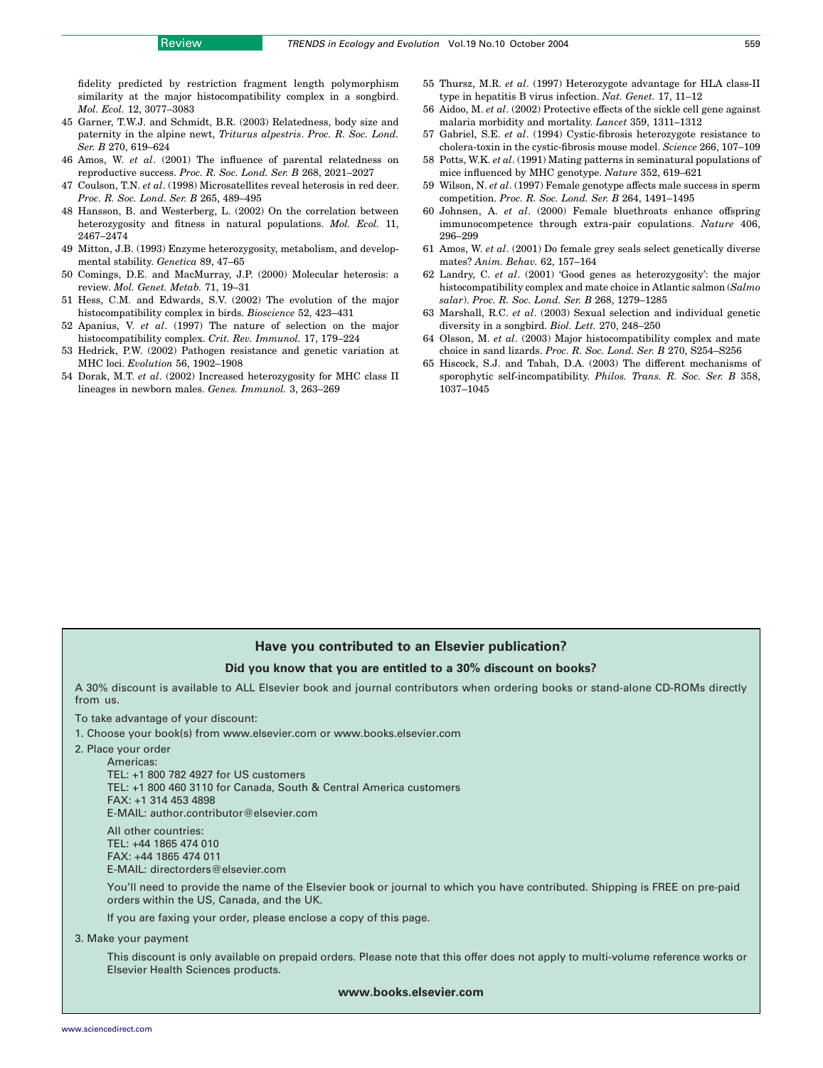fidelity predicted by restriction fragment length polymorphism similarity at the major histocompatibility complex in a songbird. *Mol. Ecol.* 12, 3077–3083

45 Garner, T.W.J. and Schmidt, B.R. (2003) Relatedness, body size and paternity in the alpine newt, *Triturus alpestris*. *Proc. R. Soc. Lond. Ser. B* 270, 619–624

46 Amos, W. *et al*. (2001) The influence of parental relatedness on reproductive success. *Proc. R. Soc. Lond. Ser. B* 268, 2021–2027

47 Coulson, T.N. *et al*. (1998) Microsatellites reveal heterosis in red deer. *Proc. R. Soc. Lond. Ser. B* 265, 489–495

48 Hansson, B. and Westerberg, L. (2002) On the correlation between heterozygosity and fitness in natural populations. *Mol. Ecol.* 11, 2467–2474

49 Mitton, J.B. (1993) Enzyme heterozygosity, metabolism, and developmental stability. *Genetica* 89, 47–65

50 Comings, D.E. and MacMurray, J.P. (2000) Molecular heterosis: a review. *Mol. Genet. Metab.* 71, 19–31

51 Hess, C.M. and Edwards, S.V. (2002) The evolution of the major histocompatibility complex in birds. *Bioscience* 52, 423–431

52 Apanius, V. *et al*. (1997) The nature of selection on the major histocompatibility complex. *Crit. Rev. Immunol.* 17, 179–224

53 Hedrick, P.W. (2002) Pathogen resistance and genetic variation at MHC loci. *Evolution* 56, 1902–1908

54 Dorak, M.T. *et al*. (2002) Increased heterozygosity for MHC class II lineages in newborn males. *Genes. Immunol.* 3, 263–269

55 Thursz, M.R. *et al*. (1997) Heterozygote advantage for HLA class-II type in hepatitis B virus infection. *Nat. Genet.* 17, 11–12

56 Aidoo, M. *et al*. (2002) Protective effects of the sickle cell gene against malaria morbidity and mortality. *Lancet* 359, 1311–1312

57 Gabriel, S.E. *et al*. (1994) Cystic-fibrosis heterozygote resistance to cholera-toxin in the cystic-fibrosis mouse model. *Science* 266, 107–109

58 Potts, W.K. *et al*. (1991) Mating patterns in seminatural populations of mice influenced by MHC genotype. *Nature* 352, 619–621

59 Wilson, N. *et al*. (1997) Female genotype affects male success in sperm competition. *Proc. R. Soc. Lond. Ser. B* 264, 1491–1495

60 Johnsen, A. *et al*. (2000) Female bluethroats enhance offspring immunocompetence through extra-pair copulations. *Nature* 406, 296–299

61 Amos, W. *et al*. (2001) Do female grey seals select genetically diverse mates? *Anim. Behav.* 62, 157–164

62 Landry, C. *et al*. (2001) 'Good genes as heterozygosity': the major histocompatibility complex and mate choice in Atlantic salmon (*Salmo salar*). *Proc. R. Soc. Lond. Ser. B* 268, 1279–1285

63 Marshall, R.C. *et al*. (2003) Sexual selection and individual genetic diversity in a songbird. *Biol. Lett.* 270, 248–250

64 Olsson, M. *et al*. (2003) Major histocompatibility complex and mate choice in sand lizards. *Proc. R. Soc. Lond. Ser. B* 270, S254–S256

65 Hiscock, S.J. and Tabah, D.A. (2003) The different mechanisms of sporophytic self-incompatibility. *Philos. Trans. R. Soc. Ser. B* 358, 1037–1045

## Have you contributed to an Elsevier publication?

### Did you know that you are entitled to a 30% discount on books?

A 30% discount is available to ALL Elsevier book and journal contributors when ordering books or stand-alone CD-ROMs directly from us.

To take advantage of your discount:

1. Choose your book(s) from www.elsevier.com or www.books.elsevier.com

2. Place your order

   Americas:
   TEL: +1 800 782 4927 for US customers
   TEL: +1 800 460 3110 for Canada, South & Central America customers
   FAX: +1 314 453 4898
   E-MAIL: author.contributor@elsevier.com

   All other countries:
   TEL: +44 1865 474 010
   FAX: +44 1865 474 011
   E-MAIL: directorders@elsevier.com

   You'll need to provide the name of the Elsevier book or journal to which you have contributed. Shipping is FREE on pre-paid orders within the US, Canada, and the UK.

   If you are faxing your order, please enclose a copy of this page.

3. Make your payment

   This discount is only available on prepaid orders. Please note that this offer does not apply to multi-volume reference works or Elsevier Health Sciences products.

**www.books.elsevier.com**